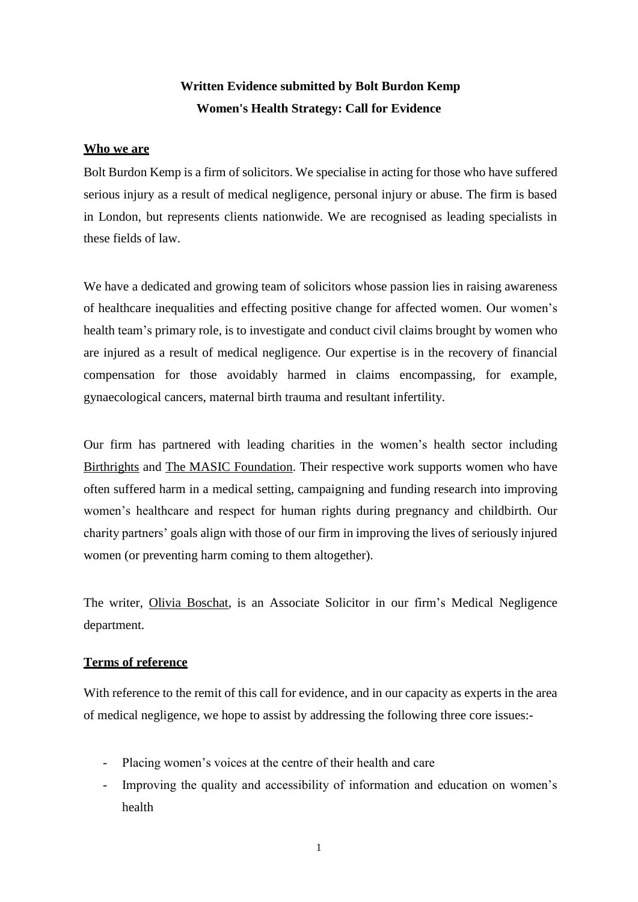# Written Evidence submitted by Bolt Burdon Kemp
# Women's Health Strategy: Call for Evidence

## Who we are

Bolt Burdon Kemp is a firm of solicitors. We specialise in acting for those who have suffered serious injury as a result of medical negligence, personal injury or abuse. The firm is based in London, but represents clients nationwide. We are recognised as leading specialists in these fields of law.

We have a dedicated and growing team of solicitors whose passion lies in raising awareness of healthcare inequalities and effecting positive change for affected women. Our women's health team's primary role, is to investigate and conduct civil claims brought by women who are injured as a result of medical negligence. Our expertise is in the recovery of financial compensation for those avoidably harmed in claims encompassing, for example, gynaecological cancers, maternal birth trauma and resultant infertility.

Our firm has partnered with leading charities in the women's health sector including Birthrights and The MASIC Foundation. Their respective work supports women who have often suffered harm in a medical setting, campaigning and funding research into improving women's healthcare and respect for human rights during pregnancy and childbirth. Our charity partners' goals align with those of our firm in improving the lives of seriously injured women (or preventing harm coming to them altogether).

The writer, Olivia Boschat, is an Associate Solicitor in our firm's Medical Negligence department.

## Terms of reference

With reference to the remit of this call for evidence, and in our capacity as experts in the area of medical negligence, we hope to assist by addressing the following three core issues:-

- Placing women's voices at the centre of their health and care
- Improving the quality and accessibility of information and education on women's health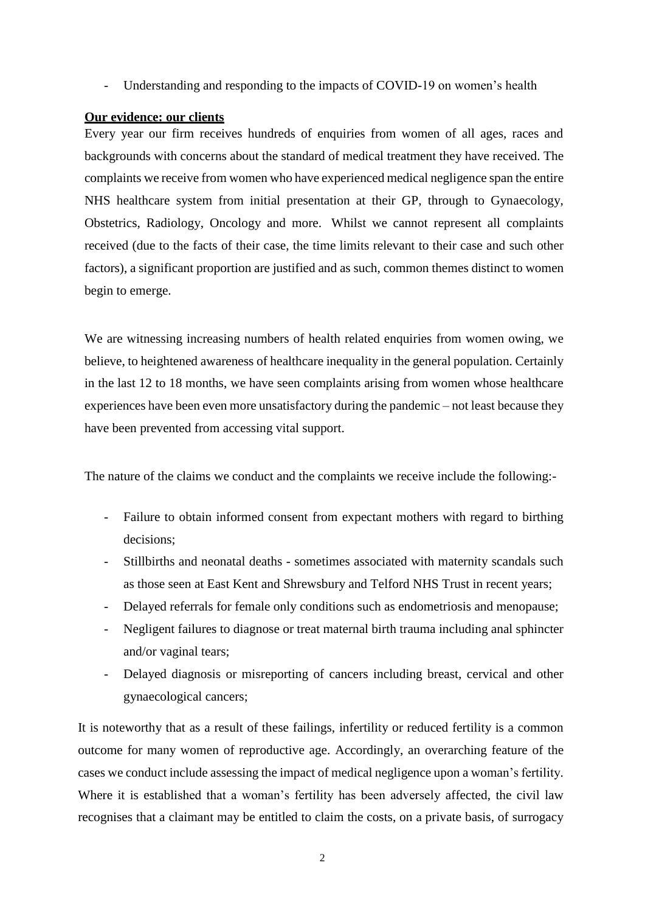- Understanding and responding to the impacts of COVID-19 on women's health

**Our evidence: our clients**

Every year our firm receives hundreds of enquiries from women of all ages, races and backgrounds with concerns about the standard of medical treatment they have received. The complaints we receive from women who have experienced medical negligence span the entire NHS healthcare system from initial presentation at their GP, through to Gynaecology, Obstetrics, Radiology, Oncology and more. Whilst we cannot represent all complaints received (due to the facts of their case, the time limits relevant to their case and such other factors), a significant proportion are justified and as such, common themes distinct to women begin to emerge.

We are witnessing increasing numbers of health related enquiries from women owing, we believe, to heightened awareness of healthcare inequality in the general population. Certainly in the last 12 to 18 months, we have seen complaints arising from women whose healthcare experiences have been even more unsatisfactory during the pandemic – not least because they have been prevented from accessing vital support.

The nature of the claims we conduct and the complaints we receive include the following:-

- Failure to obtain informed consent from expectant mothers with regard to birthing decisions;
- Stillbirths and neonatal deaths - sometimes associated with maternity scandals such as those seen at East Kent and Shrewsbury and Telford NHS Trust in recent years;
- Delayed referrals for female only conditions such as endometriosis and menopause;
- Negligent failures to diagnose or treat maternal birth trauma including anal sphincter and/or vaginal tears;
- Delayed diagnosis or misreporting of cancers including breast, cervical and other gynaecological cancers;

It is noteworthy that as a result of these failings, infertility or reduced fertility is a common outcome for many women of reproductive age. Accordingly, an overarching feature of the cases we conduct include assessing the impact of medical negligence upon a woman's fertility. Where it is established that a woman's fertility has been adversely affected, the civil law recognises that a claimant may be entitled to claim the costs, on a private basis, of surrogacy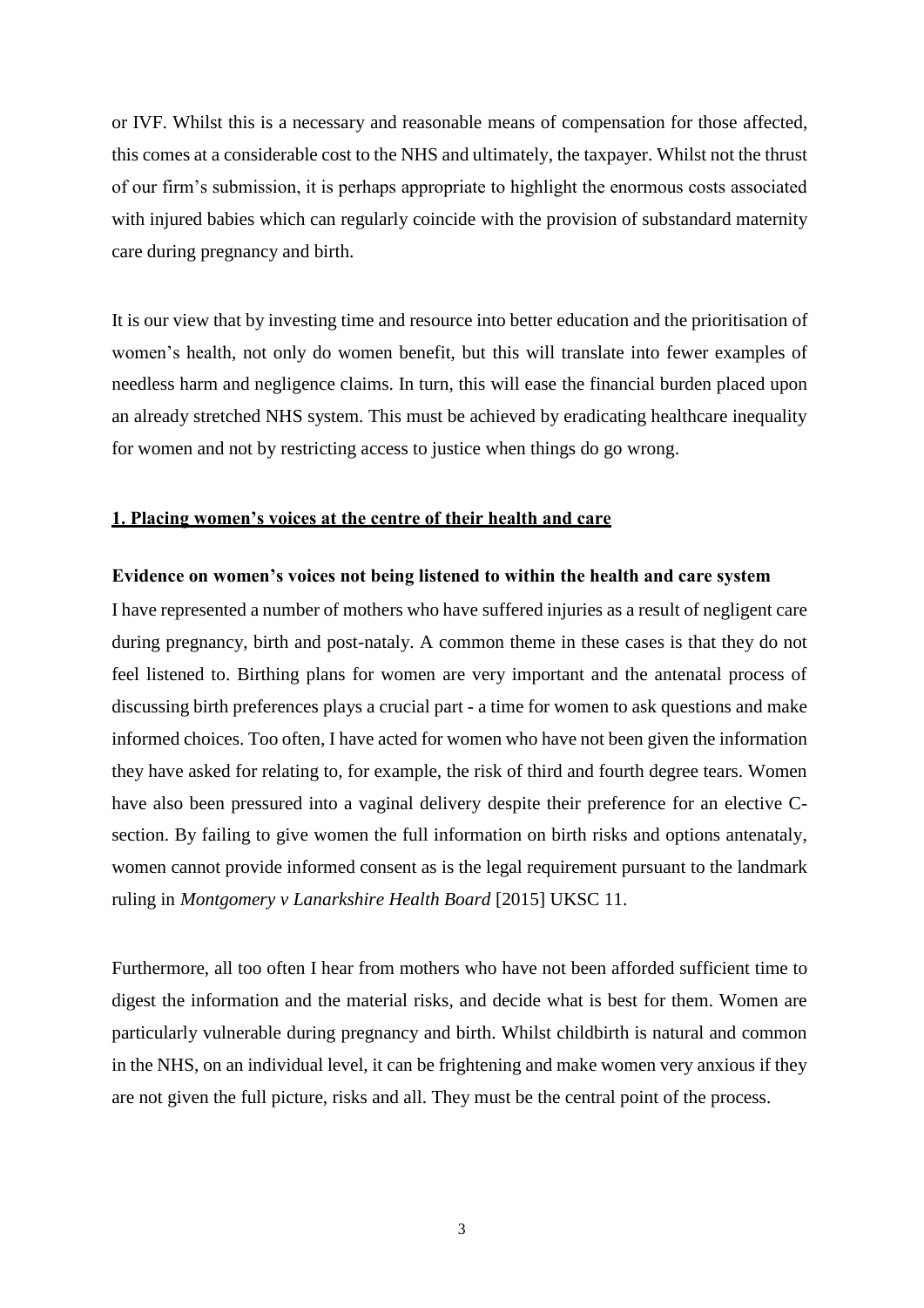or IVF. Whilst this is a necessary and reasonable means of compensation for those affected, this comes at a considerable cost to the NHS and ultimately, the taxpayer. Whilst not the thrust of our firm's submission, it is perhaps appropriate to highlight the enormous costs associated with injured babies which can regularly coincide with the provision of substandard maternity care during pregnancy and birth.

It is our view that by investing time and resource into better education and the prioritisation of women's health, not only do women benefit, but this will translate into fewer examples of needless harm and negligence claims. In turn, this will ease the financial burden placed upon an already stretched NHS system. This must be achieved by eradicating healthcare inequality for women and not by restricting access to justice when things do go wrong.

## **1. Placing women's voices at the centre of their health and care**

### **Evidence on women's voices not being listened to within the health and care system**

I have represented a number of mothers who have suffered injuries as a result of negligent care during pregnancy, birth and post-nataly. A common theme in these cases is that they do not feel listened to. Birthing plans for women are very important and the antenatal process of discussing birth preferences plays a crucial part - a time for women to ask questions and make informed choices. Too often, I have acted for women who have not been given the information they have asked for relating to, for example, the risk of third and fourth degree tears. Women have also been pressured into a vaginal delivery despite their preference for an elective C-section. By failing to give women the full information on birth risks and options antenataly, women cannot provide informed consent as is the legal requirement pursuant to the landmark ruling in *Montgomery v Lanarkshire Health Board* [2015] UKSC 11.

Furthermore, all too often I hear from mothers who have not been afforded sufficient time to digest the information and the material risks, and decide what is best for them. Women are particularly vulnerable during pregnancy and birth. Whilst childbirth is natural and common in the NHS, on an individual level, it can be frightening and make women very anxious if they are not given the full picture, risks and all. They must be the central point of the process.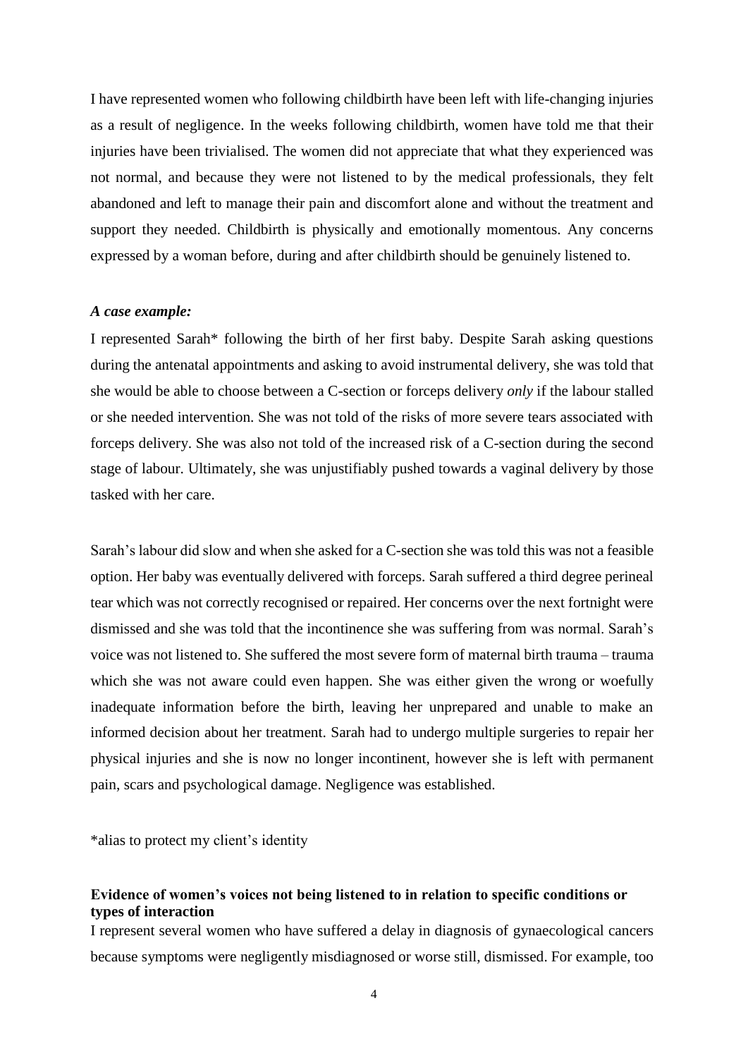I have represented women who following childbirth have been left with life-changing injuries as a result of negligence. In the weeks following childbirth, women have told me that their injuries have been trivialised. The women did not appreciate that what they experienced was not normal, and because they were not listened to by the medical professionals, they felt abandoned and left to manage their pain and discomfort alone and without the treatment and support they needed. Childbirth is physically and emotionally momentous. Any concerns expressed by a woman before, during and after childbirth should be genuinely listened to.

***A case example:***

I represented Sarah* following the birth of her first baby. Despite Sarah asking questions during the antenatal appointments and asking to avoid instrumental delivery, she was told that she would be able to choose between a C-section or forceps delivery *only* if the labour stalled or she needed intervention. She was not told of the risks of more severe tears associated with forceps delivery. She was also not told of the increased risk of a C-section during the second stage of labour. Ultimately, she was unjustifiably pushed towards a vaginal delivery by those tasked with her care.

Sarah's labour did slow and when she asked for a C-section she was told this was not a feasible option. Her baby was eventually delivered with forceps. Sarah suffered a third degree perineal tear which was not correctly recognised or repaired. Her concerns over the next fortnight were dismissed and she was told that the incontinence she was suffering from was normal. Sarah's voice was not listened to. She suffered the most severe form of maternal birth trauma – trauma which she was not aware could even happen. She was either given the wrong or woefully inadequate information before the birth, leaving her unprepared and unable to make an informed decision about her treatment. Sarah had to undergo multiple surgeries to repair her physical injuries and she is now no longer incontinent, however she is left with permanent pain, scars and psychological damage. Negligence was established.

*alias to protect my client's identity

**Evidence of women's voices not being listened to in relation to specific conditions or types of interaction**

I represent several women who have suffered a delay in diagnosis of gynaecological cancers because symptoms were negligently misdiagnosed or worse still, dismissed. For example, too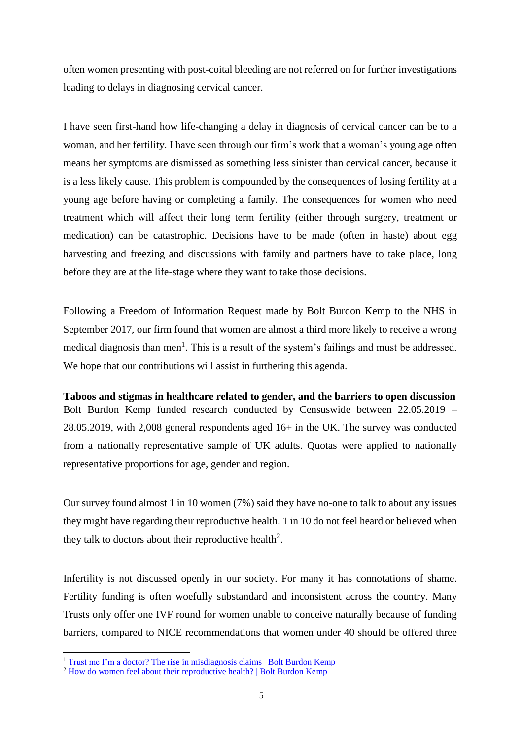often women presenting with post-coital bleeding are not referred on for further investigations leading to delays in diagnosing cervical cancer.

I have seen first-hand how life-changing a delay in diagnosis of cervical cancer can be to a woman, and her fertility. I have seen through our firm's work that a woman's young age often means her symptoms are dismissed as something less sinister than cervical cancer, because it is a less likely cause. This problem is compounded by the consequences of losing fertility at a young age before having or completing a family. The consequences for women who need treatment which will affect their long term fertility (either through surgery, treatment or medication) can be catastrophic. Decisions have to be made (often in haste) about egg harvesting and freezing and discussions with family and partners have to take place, long before they are at the life-stage where they want to take those decisions.

Following a Freedom of Information Request made by Bolt Burdon Kemp to the NHS in September 2017, our firm found that women are almost a third more likely to receive a wrong medical diagnosis than men[1]. This is a result of the system's failings and must be addressed. We hope that our contributions will assist in furthering this agenda.

**Taboos and stigmas in healthcare related to gender, and the barriers to open discussion**

Bolt Burdon Kemp funded research conducted by Censuswide between 22.05.2019 – 28.05.2019, with 2,008 general respondents aged 16+ in the UK. The survey was conducted from a nationally representative sample of UK adults. Quotas were applied to nationally representative proportions for age, gender and region.

Our survey found almost 1 in 10 women (7%) said they have no-one to talk to about any issues they might have regarding their reproductive health. 1 in 10 do not feel heard or believed when they talk to doctors about their reproductive health[2].

Infertility is not discussed openly in our society. For many it has connotations of shame. Fertility funding is often woefully substandard and inconsistent across the country. Many Trusts only offer one IVF round for women unable to conceive naturally because of funding barriers, compared to NICE recommendations that women under 40 should be offered three

[1] Trust me I'm a doctor? The rise in misdiagnosis claims | Bolt Burdon Kemp

[2] How do women feel about their reproductive health? | Bolt Burdon Kemp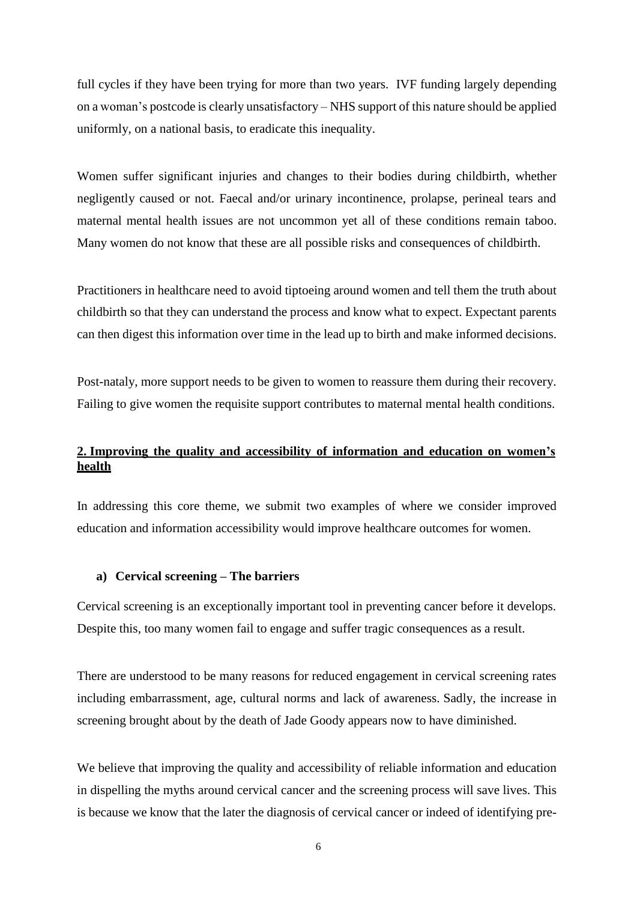full cycles if they have been trying for more than two years. IVF funding largely depending on a woman's postcode is clearly unsatisfactory – NHS support of this nature should be applied uniformly, on a national basis, to eradicate this inequality.

Women suffer significant injuries and changes to their bodies during childbirth, whether negligently caused or not. Faecal and/or urinary incontinence, prolapse, perineal tears and maternal mental health issues are not uncommon yet all of these conditions remain taboo. Many women do not know that these are all possible risks and consequences of childbirth.

Practitioners in healthcare need to avoid tiptoeing around women and tell them the truth about childbirth so that they can understand the process and know what to expect. Expectant parents can then digest this information over time in the lead up to birth and make informed decisions.

Post-nataly, more support needs to be given to women to reassure them during their recovery. Failing to give women the requisite support contributes to maternal mental health conditions.

## 2. Improving the quality and accessibility of information and education on women's health

In addressing this core theme, we submit two examples of where we consider improved education and information accessibility would improve healthcare outcomes for women.

### a) Cervical screening – The barriers

Cervical screening is an exceptionally important tool in preventing cancer before it develops. Despite this, too many women fail to engage and suffer tragic consequences as a result.

There are understood to be many reasons for reduced engagement in cervical screening rates including embarrassment, age, cultural norms and lack of awareness. Sadly, the increase in screening brought about by the death of Jade Goody appears now to have diminished.

We believe that improving the quality and accessibility of reliable information and education in dispelling the myths around cervical cancer and the screening process will save lives. This is because we know that the later the diagnosis of cervical cancer or indeed of identifying pre-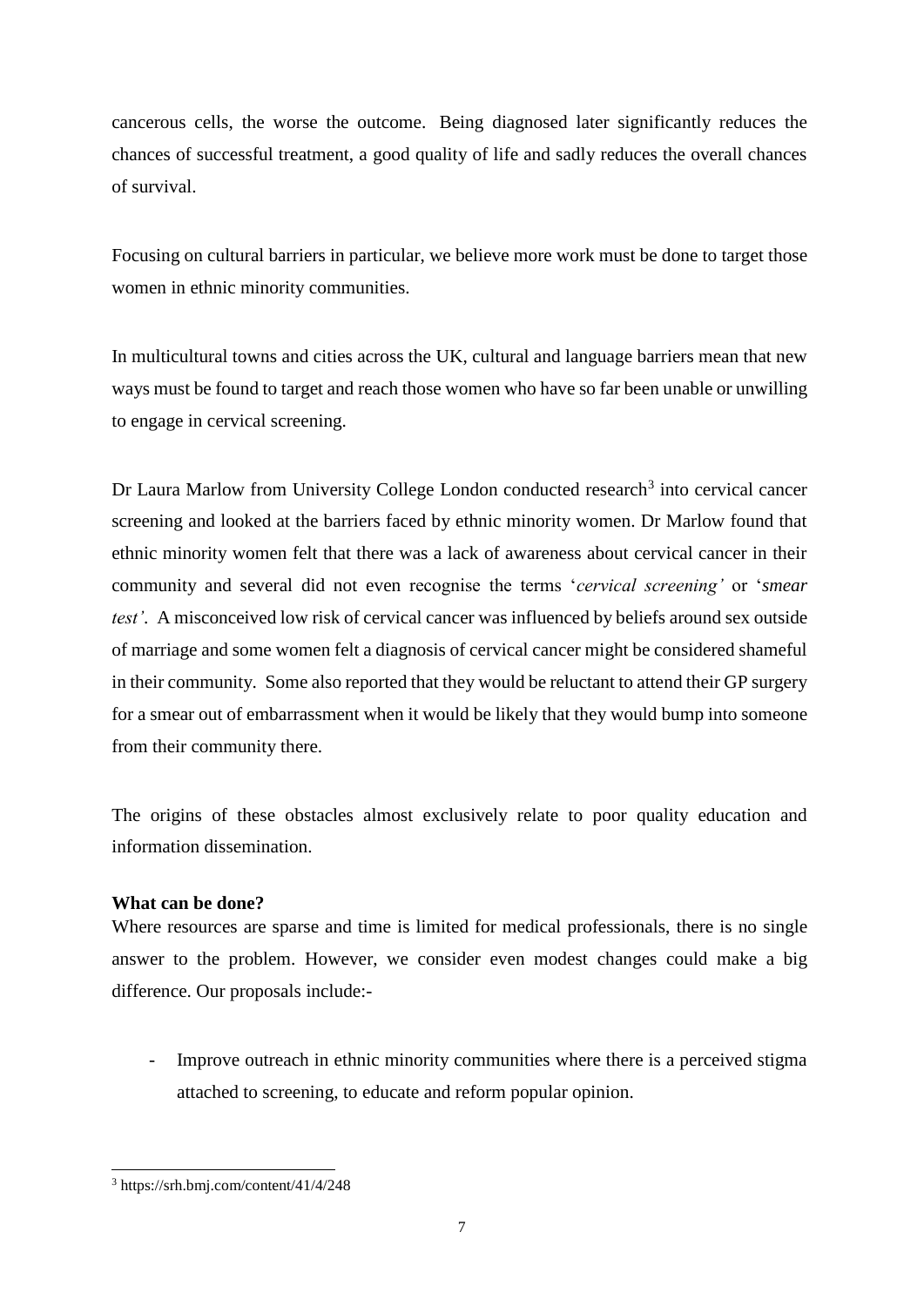cancerous cells, the worse the outcome. Being diagnosed later significantly reduces the chances of successful treatment, a good quality of life and sadly reduces the overall chances of survival.

Focusing on cultural barriers in particular, we believe more work must be done to target those women in ethnic minority communities.

In multicultural towns and cities across the UK, cultural and language barriers mean that new ways must be found to target and reach those women who have so far been unable or unwilling to engage in cervical screening.

Dr Laura Marlow from University College London conducted research[3] into cervical cancer screening and looked at the barriers faced by ethnic minority women. Dr Marlow found that ethnic minority women felt that there was a lack of awareness about cervical cancer in their community and several did not even recognise the terms '*cervical screening'* or '*smear test'*. A misconceived low risk of cervical cancer was influenced by beliefs around sex outside of marriage and some women felt a diagnosis of cervical cancer might be considered shameful in their community. Some also reported that they would be reluctant to attend their GP surgery for a smear out of embarrassment when it would be likely that they would bump into someone from their community there.

The origins of these obstacles almost exclusively relate to poor quality education and information dissemination.

**What can be done?**

Where resources are sparse and time is limited for medical professionals, there is no single answer to the problem. However, we consider even modest changes could make a big difference. Our proposals include:-

- Improve outreach in ethnic minority communities where there is a perceived stigma attached to screening, to educate and reform popular opinion.

---

[3] https://srh.bmj.com/content/41/4/248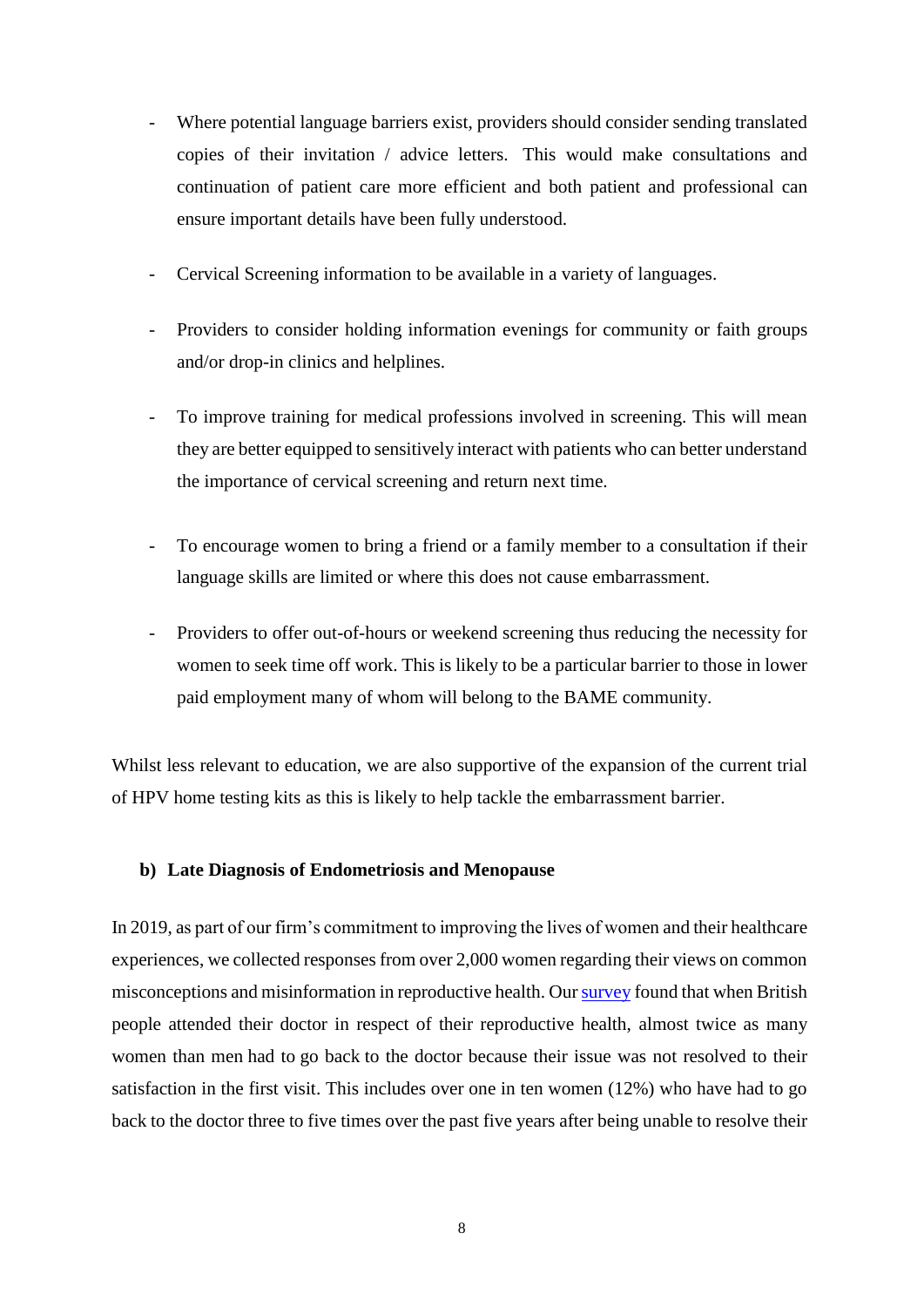- Where potential language barriers exist, providers should consider sending translated copies of their invitation / advice letters. This would make consultations and continuation of patient care more efficient and both patient and professional can ensure important details have been fully understood.

- Cervical Screening information to be available in a variety of languages.

- Providers to consider holding information evenings for community or faith groups and/or drop-in clinics and helplines.

- To improve training for medical professions involved in screening. This will mean they are better equipped to sensitively interact with patients who can better understand the importance of cervical screening and return next time.

- To encourage women to bring a friend or a family member to a consultation if their language skills are limited or where this does not cause embarrassment.

- Providers to offer out-of-hours or weekend screening thus reducing the necessity for women to seek time off work. This is likely to be a particular barrier to those in lower paid employment many of whom will belong to the BAME community.

Whilst less relevant to education, we are also supportive of the expansion of the current trial of HPV home testing kits as this is likely to help tackle the embarrassment barrier.

**b) Late Diagnosis of Endometriosis and Menopause**

In 2019, as part of our firm's commitment to improving the lives of women and their healthcare experiences, we collected responses from over 2,000 women regarding their views on common misconceptions and misinformation in reproductive health. Our survey found that when British people attended their doctor in respect of their reproductive health, almost twice as many women than men had to go back to the doctor because their issue was not resolved to their satisfaction in the first visit. This includes over one in ten women (12%) who have had to go back to the doctor three to five times over the past five years after being unable to resolve their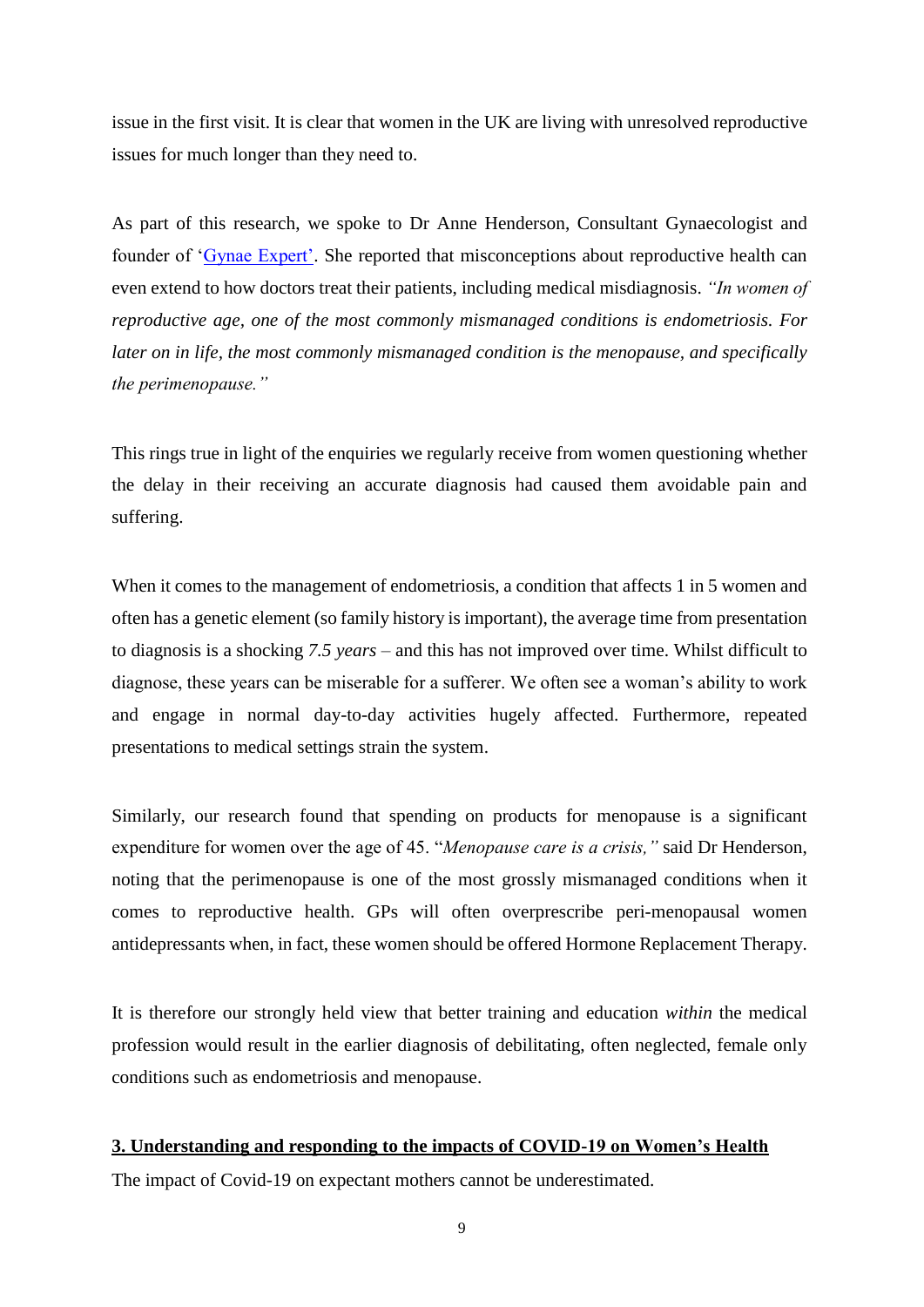issue in the first visit. It is clear that women in the UK are living with unresolved reproductive issues for much longer than they need to.

As part of this research, we spoke to Dr Anne Henderson, Consultant Gynaecologist and founder of 'Gynae Expert'. She reported that misconceptions about reproductive health can even extend to how doctors treat their patients, including medical misdiagnosis. *"In women of reproductive age, one of the most commonly mismanaged conditions is endometriosis. For later on in life, the most commonly mismanaged condition is the menopause, and specifically the perimenopause."*

This rings true in light of the enquiries we regularly receive from women questioning whether the delay in their receiving an accurate diagnosis had caused them avoidable pain and suffering.

When it comes to the management of endometriosis, a condition that affects 1 in 5 women and often has a genetic element (so family history is important), the average time from presentation to diagnosis is a shocking *7.5 years* – and this has not improved over time. Whilst difficult to diagnose, these years can be miserable for a sufferer. We often see a woman's ability to work and engage in normal day-to-day activities hugely affected. Furthermore, repeated presentations to medical settings strain the system.

Similarly, our research found that spending on products for menopause is a significant expenditure for women over the age of 45. "*Menopause care is a crisis,"* said Dr Henderson, noting that the perimenopause is one of the most grossly mismanaged conditions when it comes to reproductive health. GPs will often overprescribe peri-menopausal women antidepressants when, in fact, these women should be offered Hormone Replacement Therapy.

It is therefore our strongly held view that better training and education *within* the medical profession would result in the earlier diagnosis of debilitating, often neglected, female only conditions such as endometriosis and menopause.

## 3. Understanding and responding to the impacts of COVID-19 on Women's Health

The impact of Covid-19 on expectant mothers cannot be underestimated.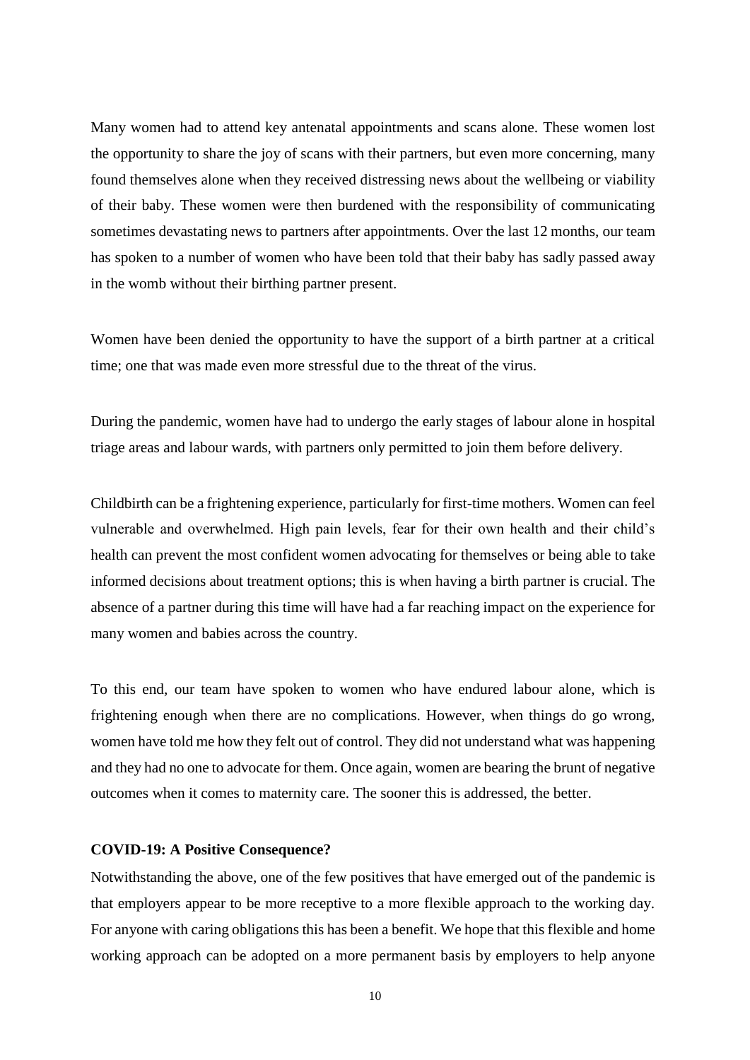Many women had to attend key antenatal appointments and scans alone. These women lost the opportunity to share the joy of scans with their partners, but even more concerning, many found themselves alone when they received distressing news about the wellbeing or viability of their baby. These women were then burdened with the responsibility of communicating sometimes devastating news to partners after appointments. Over the last 12 months, our team has spoken to a number of women who have been told that their baby has sadly passed away in the womb without their birthing partner present.

Women have been denied the opportunity to have the support of a birth partner at a critical time; one that was made even more stressful due to the threat of the virus.

During the pandemic, women have had to undergo the early stages of labour alone in hospital triage areas and labour wards, with partners only permitted to join them before delivery.

Childbirth can be a frightening experience, particularly for first-time mothers. Women can feel vulnerable and overwhelmed. High pain levels, fear for their own health and their child's health can prevent the most confident women advocating for themselves or being able to take informed decisions about treatment options; this is when having a birth partner is crucial. The absence of a partner during this time will have had a far reaching impact on the experience for many women and babies across the country.

To this end, our team have spoken to women who have endured labour alone, which is frightening enough when there are no complications. However, when things do go wrong, women have told me how they felt out of control. They did not understand what was happening and they had no one to advocate for them. Once again, women are bearing the brunt of negative outcomes when it comes to maternity care. The sooner this is addressed, the better.

**COVID-19: A Positive Consequence?**

Notwithstanding the above, one of the few positives that have emerged out of the pandemic is that employers appear to be more receptive to a more flexible approach to the working day. For anyone with caring obligations this has been a benefit. We hope that this flexible and home working approach can be adopted on a more permanent basis by employers to help anyone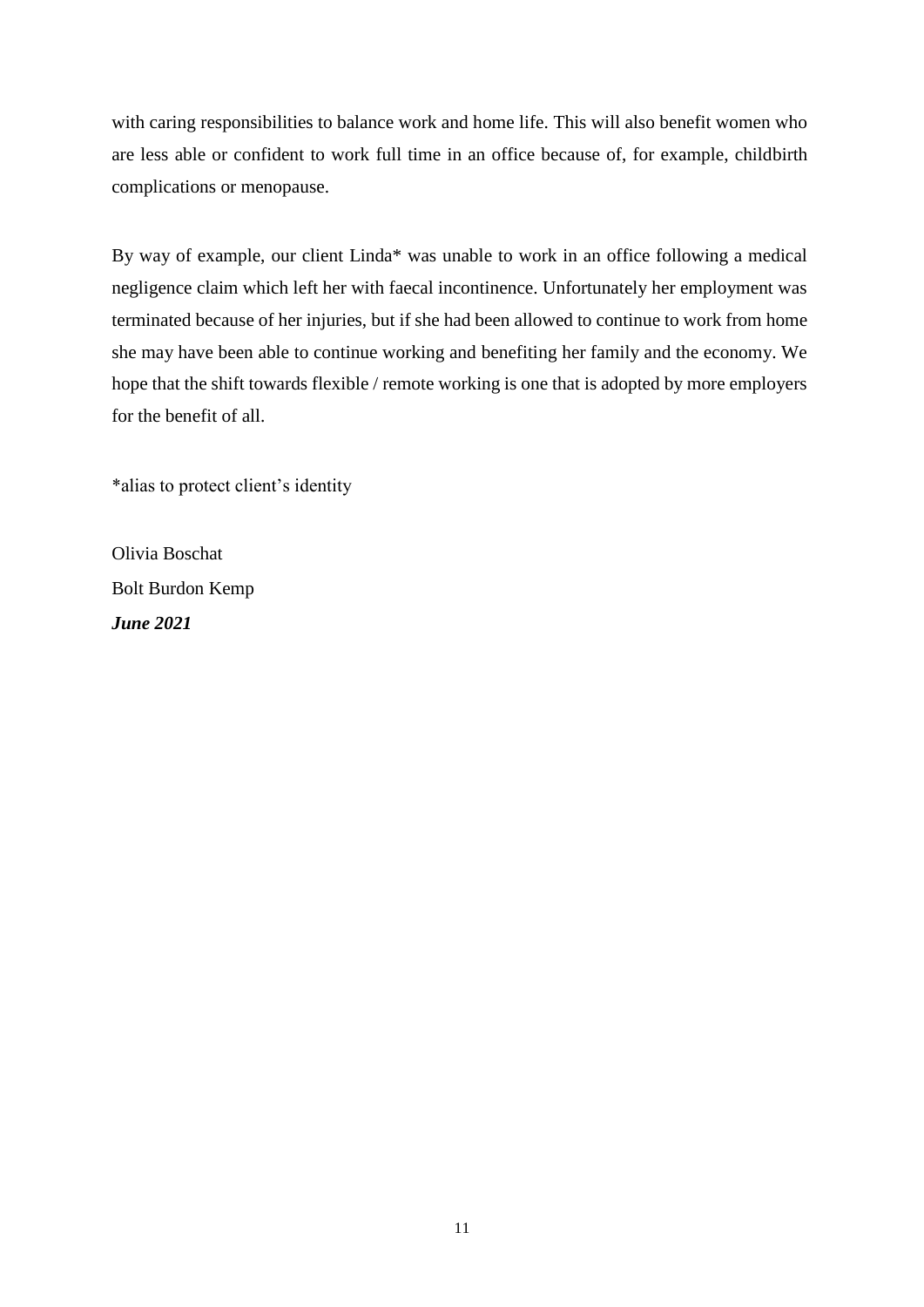with caring responsibilities to balance work and home life. This will also benefit women who are less able or confident to work full time in an office because of, for example, childbirth complications or menopause.

By way of example, our client Linda* was unable to work in an office following a medical negligence claim which left her with faecal incontinence. Unfortunately her employment was terminated because of her injuries, but if she had been allowed to continue to work from home she may have been able to continue working and benefiting her family and the economy. We hope that the shift towards flexible / remote working is one that is adopted by more employers for the benefit of all.

*alias to protect client's identity

Olivia Boschat  
Bolt Burdon Kemp  
***June 2021***